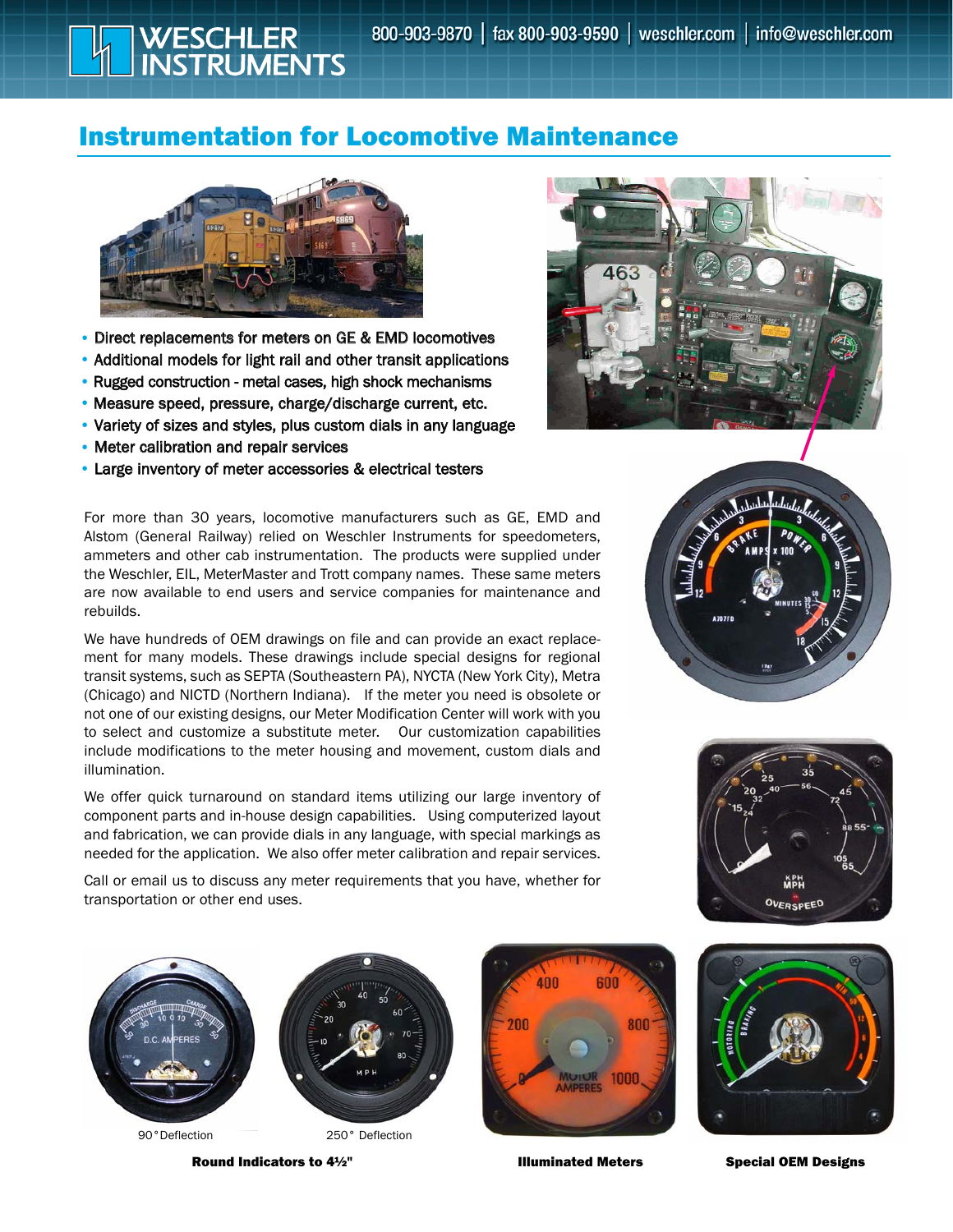WESCHLER INSTRUMENTS

800-903-9870 | fax 800-903-9590 | weschler.com | info@weschler.com

# Instrumentation for Locomotive Maintenance

- Direct replacements for meters on GE & EMD locomotives
- Additional models for light rail and other transit applications
- Rugged construction - metal cases, high shock mechanisms
- Measure speed, pressure, charge/discharge current, etc.
- Variety of sizes and styles, plus custom dials in any language
- Meter calibration and repair services
- Large inventory of meter accessories & electrical testers

For more than 30 years, locomotive manufacturers such as GE, EMD and Alstom (General Railway) relied on Weschler Instruments for speedometers, ammeters and other cab instrumentation. The products were supplied under the Weschler, EIL, MeterMaster and Trott company names. These same meters are now available to end users and service companies for maintenance and rebuilds.

We have hundreds of OEM drawings on file and can provide an exact replacement for many models. These drawings include special designs for regional transit systems, such as SEPTA (Southeastern PA), NYCTA (New York City), Metra (Chicago) and NICTD (Northern Indiana). If the meter you need is obsolete or not one of our existing designs, our Meter Modification Center will work with you to select and customize a substitute meter. Our customization capabilities include modifications to the meter housing and movement, custom dials and illumination.

We offer quick turnaround on standard items utilizing our large inventory of component parts and in-house design capabilities. Using computerized layout and fabrication, we can provide dials in any language, with special markings as needed for the application. We also offer meter calibration and repair services.

Call or email us to discuss any meter requirements that you have, whether for transportation or other end uses.

90° Deflection

250° Deflection

**Round Indicators to 4½"**

**Illuminated Meters**

**Special OEM Designs**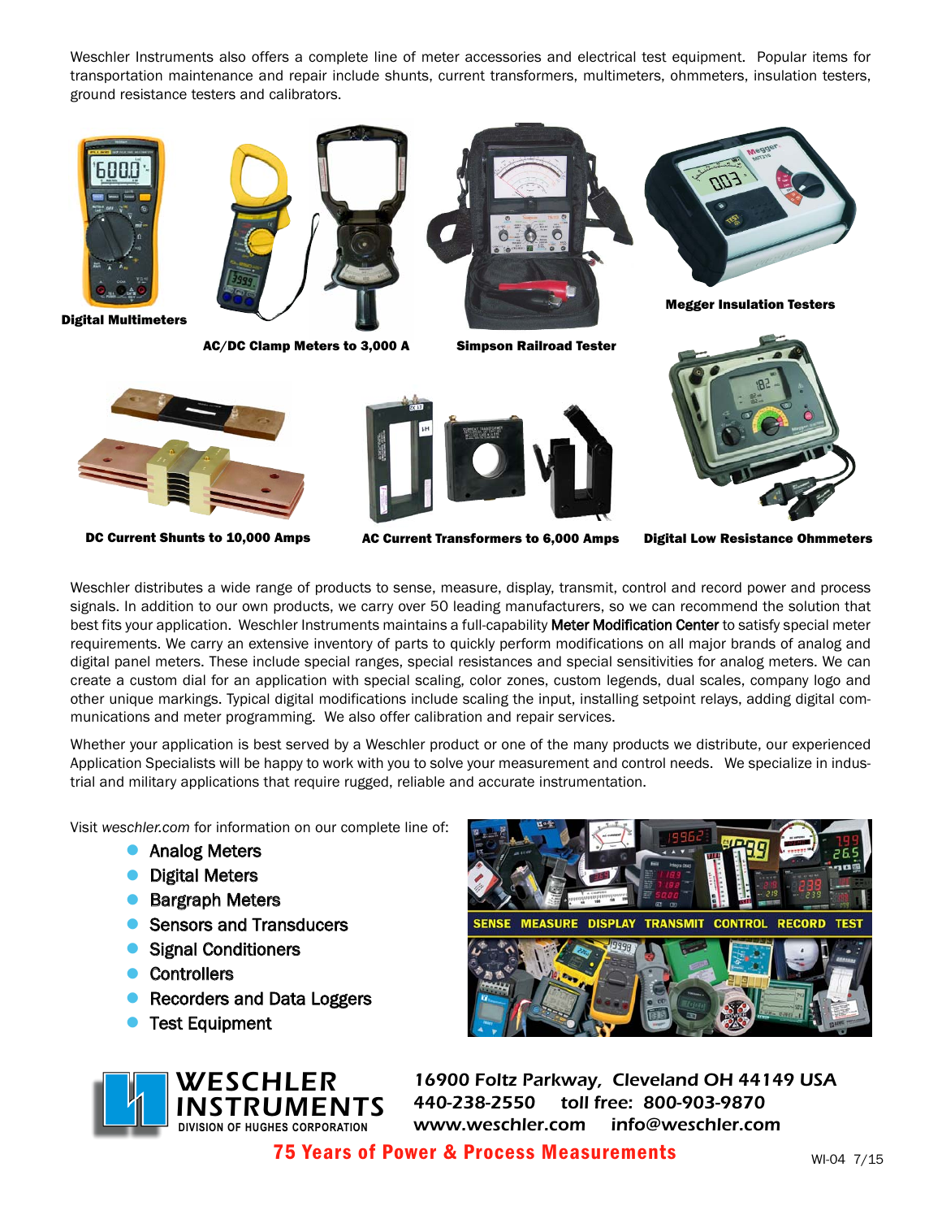Weschler Instruments also offers a complete line of meter accessories and electrical test equipment. Popular items for transportation maintenance and repair include shunts, current transformers, multimeters, ohmmeters, insulation testers, ground resistance testers and calibrators.

**Digital Multimeters**

**AC/DC Clamp Meters to 3,000 A**

**Simpson Railroad Tester**

**Megger Insulation Testers**

**DC Current Shunts to 10,000 Amps**

**AC Current Transformers to 6,000 Amps**

**Digital Low Resistance Ohmmeters**

Weschler distributes a wide range of products to sense, measure, display, transmit, control and record power and process signals. In addition to our own products, we carry over 50 leading manufacturers, so we can recommend the solution that best fits your application. Weschler Instruments maintains a full-capability **Meter Modification Center** to satisfy special meter requirements. We carry an extensive inventory of parts to quickly perform modifications on all major brands of analog and digital panel meters. These include special ranges, special resistances and special sensitivities for analog meters. We can create a custom dial for an application with special scaling, color zones, custom legends, dual scales, company logo and other unique markings. Typical digital modifications include scaling the input, installing setpoint relays, adding digital communications and meter programming. We also offer calibration and repair services.

Whether your application is best served by a Weschler product or one of the many products we distribute, our experienced Application Specialists will be happy to work with you to solve your measurement and control needs. We specialize in industrial and military applications that require rugged, reliable and accurate instrumentation.

Visit *weschler.com* for information on our complete line of:

- Analog Meters
- Digital Meters
- Bargraph Meters
- Sensors and Transducers
- Signal Conditioners
- Controllers
- Recorders and Data Loggers
- Test Equipment

SENSE MEASURE DISPLAY TRANSMIT CONTROL RECORD TEST

**WESCHLER INSTRUMENTS**
DIVISION OF HUGHES CORPORATION

16900 Foltz Parkway, Cleveland OH 44149 USA
440-238-2550 toll free: 800-903-9870
www.weschler.com info@weschler.com

**75 Years of Power & Process Measurements**

WI-04 7/15